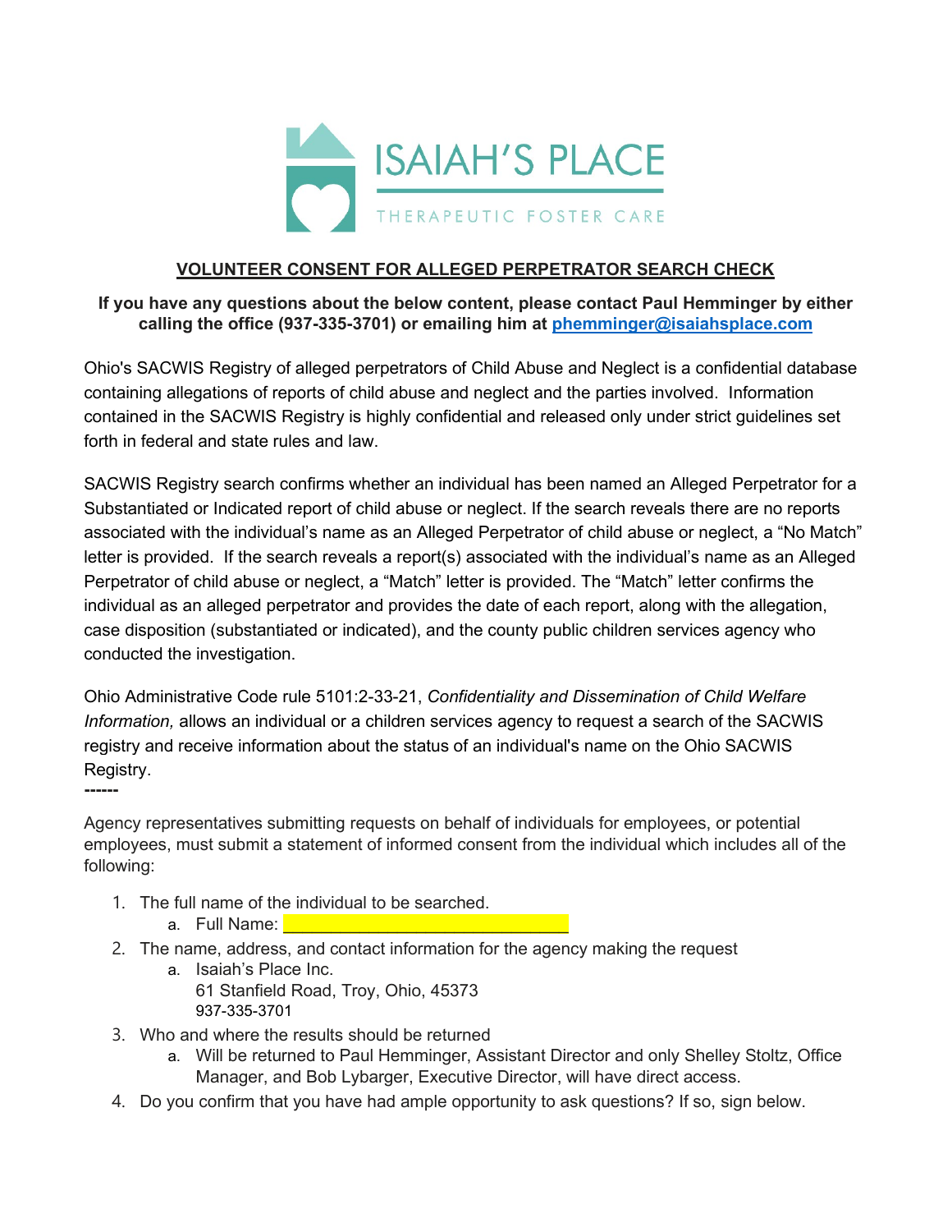ISAIAH'S PLACE

THERAPEUTIC FOSTER CARE

## VOLUNTEER CONSENT FOR ALLEGED PERPETRATOR SEARCH CHECK

**If you have any questions about the below content, please contact Paul Hemminger by either calling the office (937-335-3701) or emailing him at phemminger@isaiahsplace.com**

Ohio's SACWIS Registry of alleged perpetrators of Child Abuse and Neglect is a confidential database containing allegations of reports of child abuse and neglect and the parties involved. Information contained in the SACWIS Registry is highly confidential and released only under strict guidelines set forth in federal and state rules and law.

SACWIS Registry search confirms whether an individual has been named an Alleged Perpetrator for a Substantiated or Indicated report of child abuse or neglect. If the search reveals there are no reports associated with the individual's name as an Alleged Perpetrator of child abuse or neglect, a "No Match" letter is provided. If the search reveals a report(s) associated with the individual's name as an Alleged Perpetrator of child abuse or neglect, a "Match" letter is provided. The "Match" letter confirms the individual as an alleged perpetrator and provides the date of each report, along with the allegation, case disposition (substantiated or indicated), and the county public children services agency who conducted the investigation.

Ohio Administrative Code rule 5101:2-33-21, *Confidentiality and Dissemination of Child Welfare Information,* allows an individual or a children services agency to request a search of the SACWIS registry and receive information about the status of an individual's name on the Ohio SACWIS Registry.

------

Agency representatives submitting requests on behalf of individuals for employees, or potential employees, must submit a statement of informed consent from the individual which includes all of the following:

1. The full name of the individual to be searched.
   a. Full Name: ______________________________
2. The name, address, and contact information for the agency making the request
   a. Isaiah's Place Inc.
      61 Stanfield Road, Troy, Ohio, 45373
      937-335-3701
3. Who and where the results should be returned
   a. Will be returned to Paul Hemminger, Assistant Director and only Shelley Stoltz, Office Manager, and Bob Lybarger, Executive Director, will have direct access.
4. Do you confirm that you have had ample opportunity to ask questions? If so, sign below.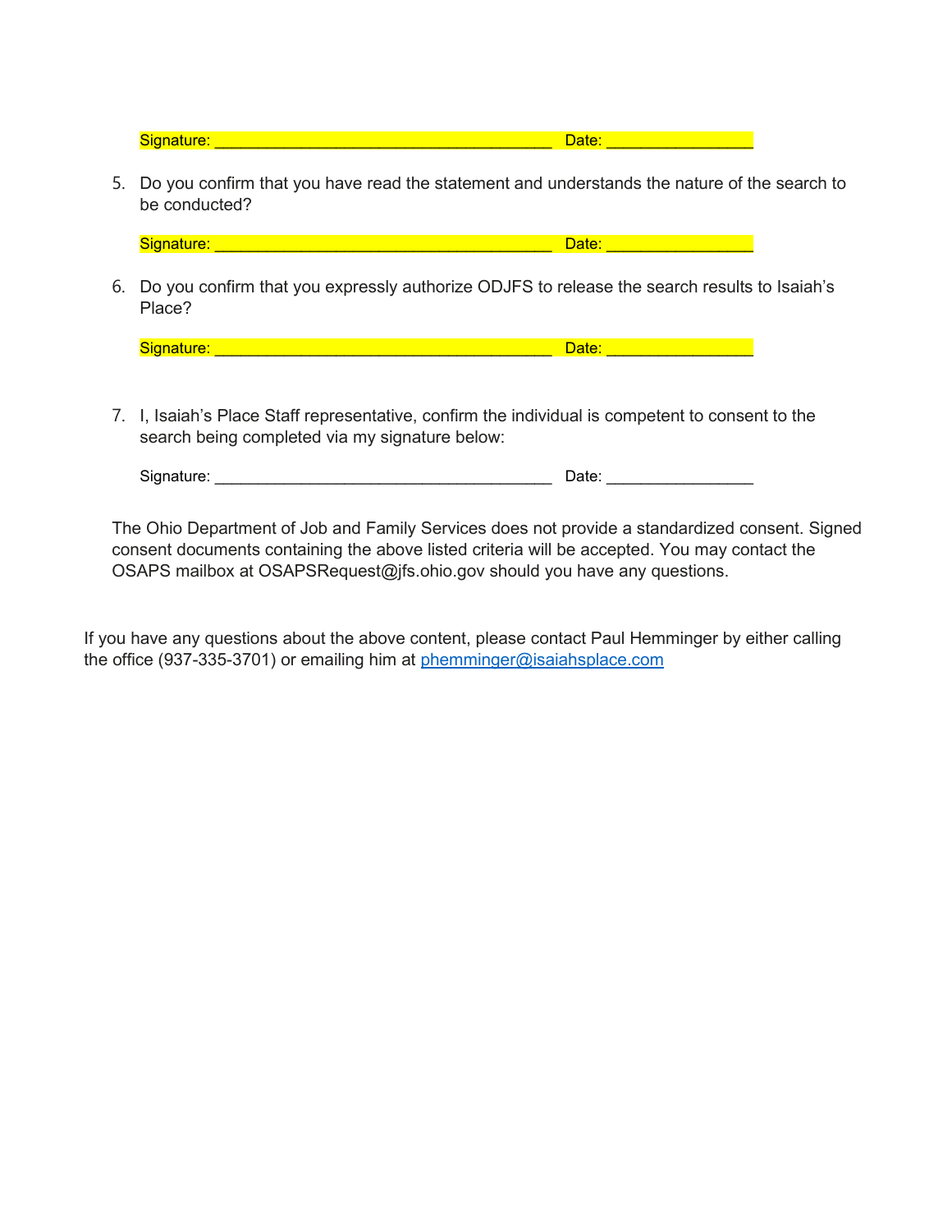Signature: _______________________________________ Date: ________________

5. Do you confirm that you have read the statement and understands the nature of the search to be conducted?

   Signature: _______________________________________ Date: ________________

6. Do you confirm that you expressly authorize ODJFS to release the search results to Isaiah's Place?

   Signature: _______________________________________ Date: ________________

7. I, Isaiah's Place Staff representative, confirm the individual is competent to consent to the search being completed via my signature below:

   Signature: _______________________________________ Date: ________________

The Ohio Department of Job and Family Services does not provide a standardized consent. Signed consent documents containing the above listed criteria will be accepted. You may contact the OSAPS mailbox at OSAPSRequest@jfs.ohio.gov should you have any questions.

If you have any questions about the above content, please contact Paul Hemminger by either calling the office (937-335-3701) or emailing him at phemminger@isaiahsplace.com